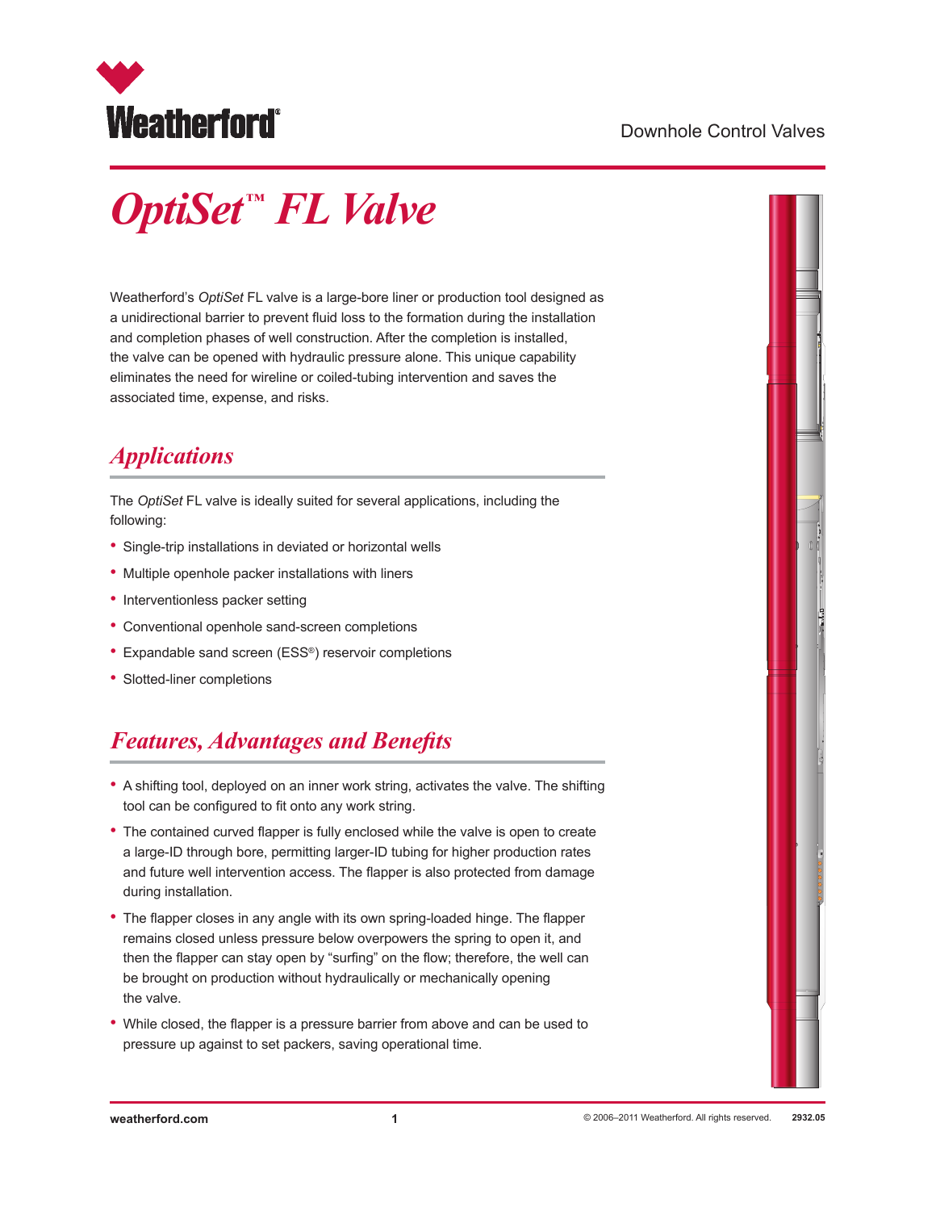Weatherford

Downhole Control Valves

# *OptiSet*™ *FL Valve*

Weatherford's *OptiSet* FL valve is a large-bore liner or production tool designed as a unidirectional barrier to prevent fluid loss to the formation during the installation and completion phases of well construction. After the completion is installed, the valve can be opened with hydraulic pressure alone. This unique capability eliminates the need for wireline or coiled-tubing intervention and saves the associated time, expense, and risks.

## *Applications*

The *OptiSet* FL valve is ideally suited for several applications, including the following:

- Single-trip installations in deviated or horizontal wells
- Multiple openhole packer installations with liners
- Interventionless packer setting
- Conventional openhole sand-screen completions
- Expandable sand screen (ESS®) reservoir completions
- Slotted-liner completions

## *Features, Advantages and Benefits*

- A shifting tool, deployed on an inner work string, activates the valve. The shifting tool can be configured to fit onto any work string.
- The contained curved flapper is fully enclosed while the valve is open to create a large-ID through bore, permitting larger-ID tubing for higher production rates and future well intervention access. The flapper is also protected from damage during installation.
- The flapper closes in any angle with its own spring-loaded hinge. The flapper remains closed unless pressure below overpowers the spring to open it, and then the flapper can stay open by "surfing" on the flow; therefore, the well can be brought on production without hydraulically or mechanically opening the valve.
- While closed, the flapper is a pressure barrier from above and can be used to pressure up against to set packers, saving operational time.

weatherford.com © 2006–2011 Weatherford. All rights reserved. 2932.05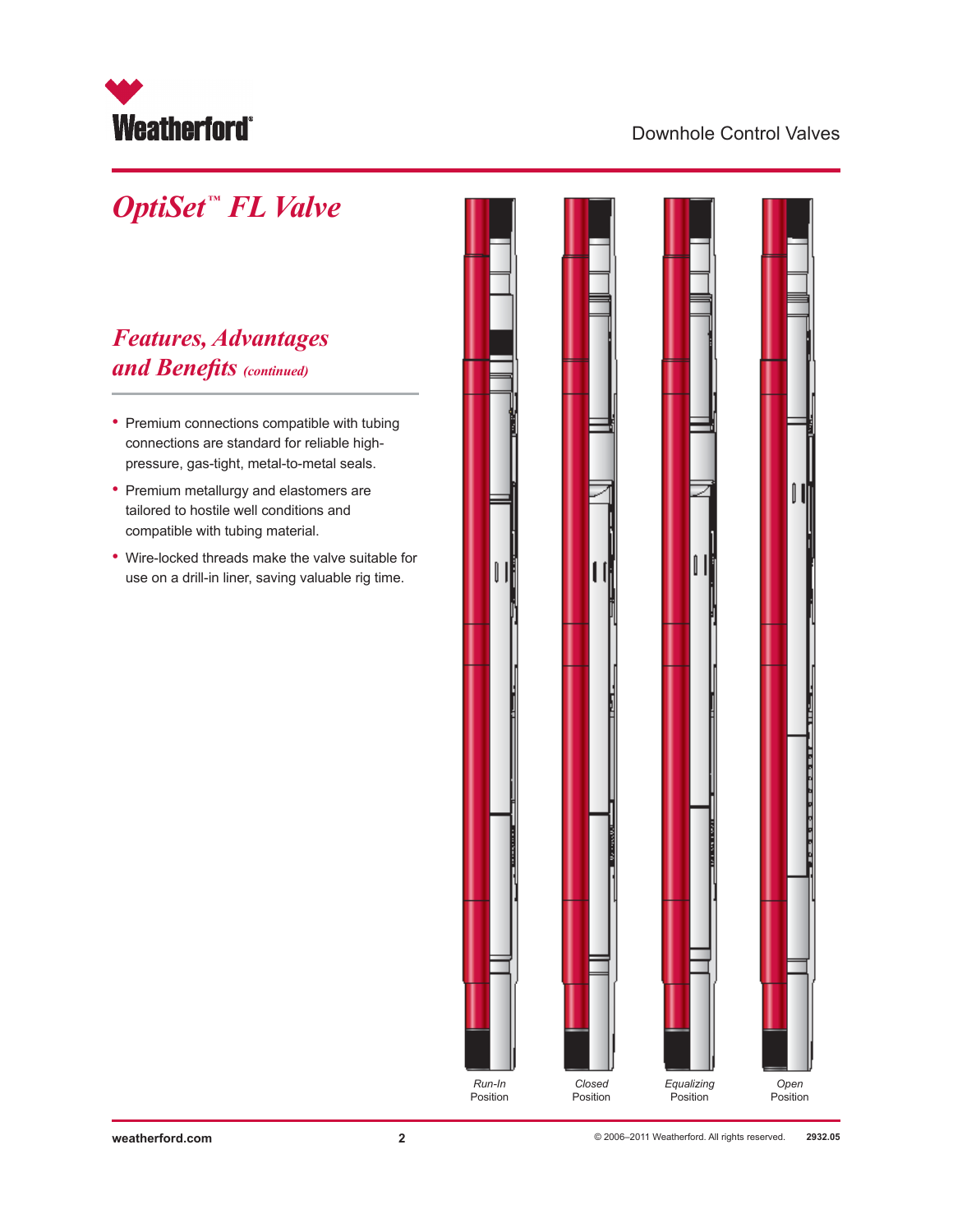# OptiSet™ FL Valve

## Features, Advantages and Benefits *(continued)*

- Premium connections compatible with tubing connections are standard for reliable high-pressure, gas-tight, metal-to-metal seals.
- Premium metallurgy and elastomers are tailored to hostile well conditions and compatible with tubing material.
- Wire-locked threads make the valve suitable for use on a drill-in liner, saving valuable rig time.

*Run-In* Position

*Closed* Position

*Equalizing* Position

*Open* Position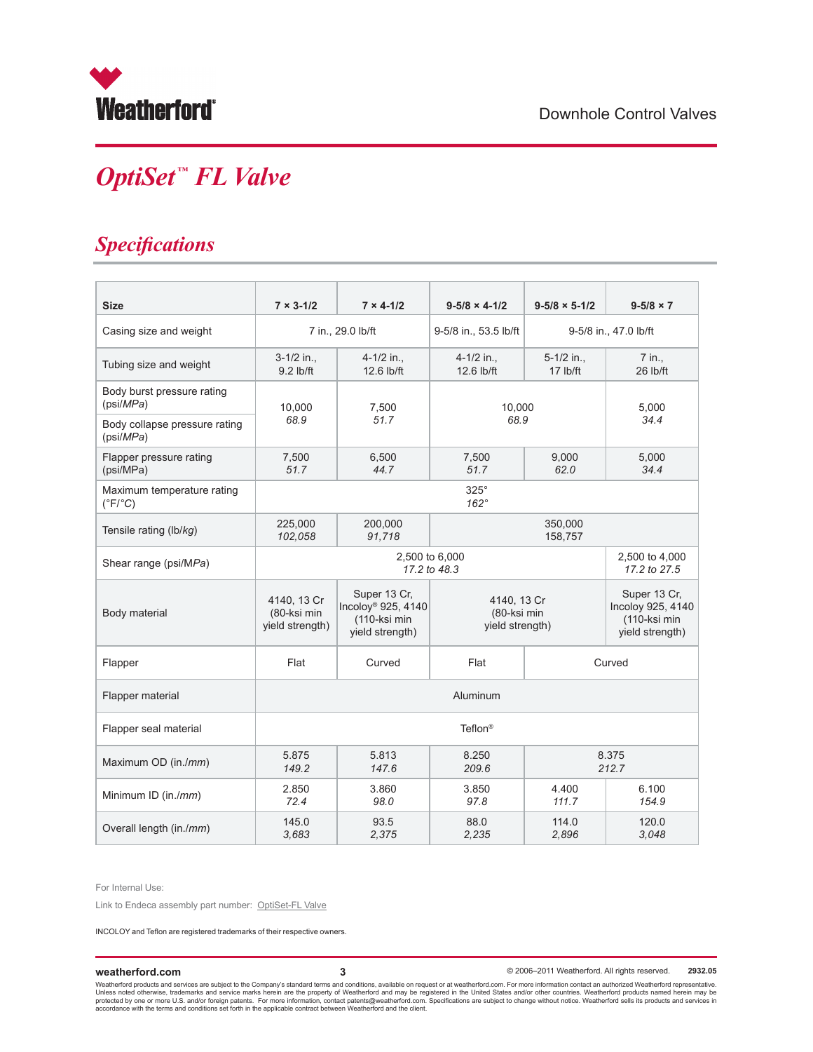# *OptiSet™ FL Valve*

## *Specifications*

| Size | 7 × 3-1/2 | 7 × 4-1/2 | 9-5/8 × 4-1/2 | 9-5/8 × 5-1/2 | 9-5/8 × 7 |
|---|---|---|---|---|---|
| Casing size and weight | 7 in., 29.0 lb/ft | | 9-5/8 in., 53.5 lb/ft | 9-5/8 in., 47.0 lb/ft | |
| Tubing size and weight | 3-1/2 in., 9.2 lb/ft | 4-1/2 in., 12.6 lb/ft | 4-1/2 in., 12.6 lb/ft | 5-1/2 in., 17 lb/ft | 7 in., 26 lb/ft |
| Body burst pressure rating (psi/*MPa*) | 10,000 *68.9* | 7,500 *51.7* | 10,000 *68.9* | | 5,000 *34.4* |
| Body collapse pressure rating (psi/*MPa*) | | | | | |
| Flapper pressure rating (psi/MPa) | 7,500 *51.7* | 6,500 *44.7* | 7,500 *51.7* | 9,000 *62.0* | 5,000 *34.4* |
| Maximum temperature rating (°F/°*C*) | 325° *162°* | | | | |
| Tensile rating (lb/*kg*) | 225,000 *102,058* | 200,000 *91,718* | 350,000 158,757 | | |
| Shear range (psi/M*Pa*) | 2,500 to 6,000 *17.2 to 48.3* | | | | 2,500 to 4,000 *17.2 to 27.5* |
| Body material | 4140, 13 Cr (80-ksi min yield strength) | Super 13 Cr, Incoloy® 925, 4140 (110-ksi min yield strength) | 4140, 13 Cr (80-ksi min yield strength) | | Super 13 Cr, Incoloy 925, 4140 (110-ksi min yield strength) |
| Flapper | Flat | Curved | Flat | Curved | |
| Flapper material | Aluminum | | | | |
| Flapper seal material | Teflon® | | | | |
| Maximum OD (in./*mm*) | 5.875 *149.2* | 5.813 *147.6* | 8.250 *209.6* | 8.375 *212.7* | |
| Minimum ID (in./*mm*) | 2.850 *72.4* | 3.860 *98.0* | 3.850 *97.8* | 4.400 *111.7* | 6.100 *154.9* |
| Overall length (in./*mm*) | 145.0 *3,683* | 93.5 *2,375* | 88.0 *2,235* | 114.0 *2,896* | 120.0 *3,048* |

For Internal Use:

Link to Endeca assembly part number: OptiSet-FL Valve

INCOLOY and Teflon are registered trademarks of their respective owners.

weatherford.com

© 2006–2011 Weatherford. All rights reserved. 2932.05

Weatherford products and services are subject to the Company's standard terms and conditions, available on request or at weatherford.com. For more information contact an authorized Weatherford representative. Unless noted otherwise, trademarks and service marks herein are the property of Weatherford and may be registered in the United States and/or other countries. Weatherford products named herein may be protected by one or more U.S. and/or foreign patents. For more information, contact patents@weatherford.com. Specifications are subject to change without notice. Weatherford sells its products and services in accordance with the terms and conditions set forth in the applicable contract between Weatherford and the client.